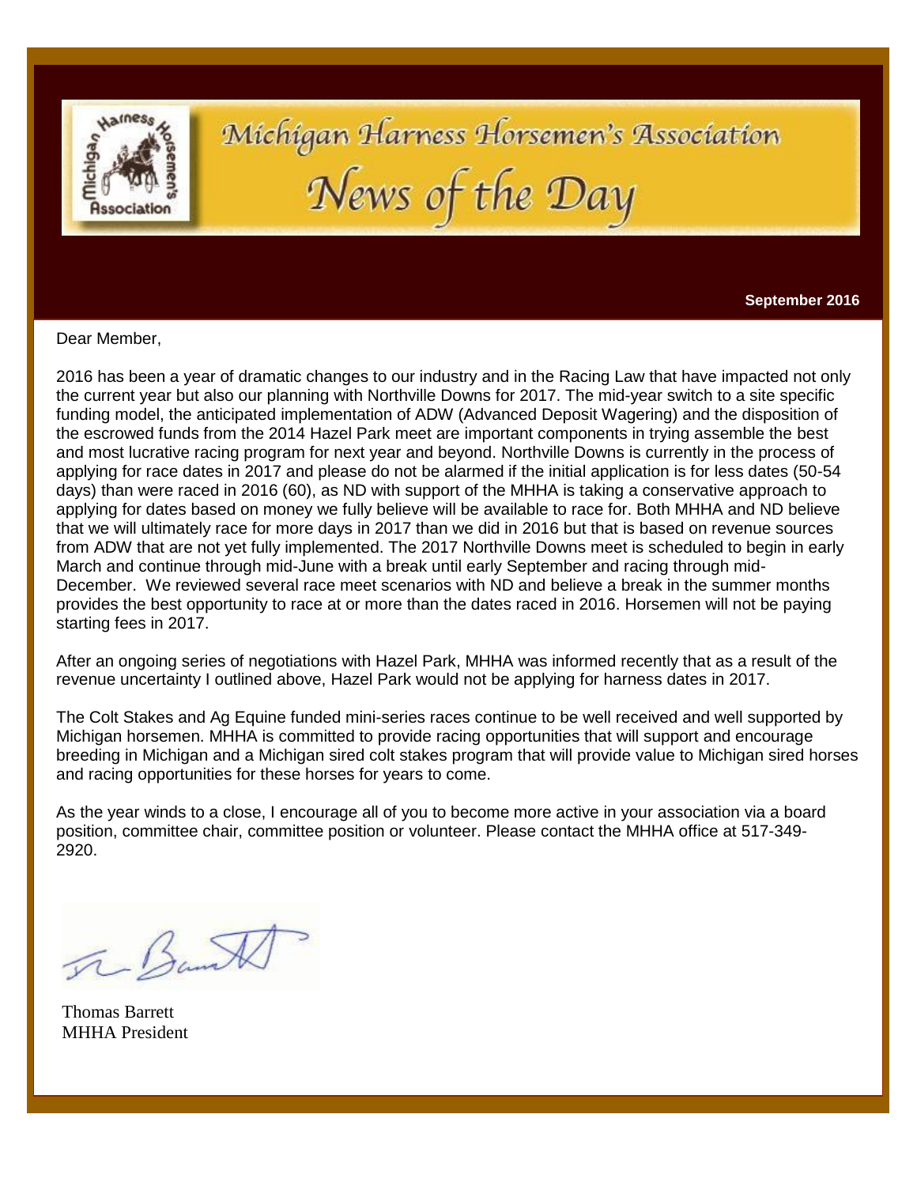# Michigan Harness Horsemen's Association

## News of the Day

**September 2016**

Dear Member,

2016 has been a year of dramatic changes to our industry and in the Racing Law that have impacted not only the current year but also our planning with Northville Downs for 2017. The mid-year switch to a site specific funding model, the anticipated implementation of ADW (Advanced Deposit Wagering) and the disposition of the escrowed funds from the 2014 Hazel Park meet are important components in trying assemble the best and most lucrative racing program for next year and beyond. Northville Downs is currently in the process of applying for race dates in 2017 and please do not be alarmed if the initial application is for less dates (50-54 days) than were raced in 2016 (60), as ND with support of the MHHA is taking a conservative approach to applying for dates based on money we fully believe will be available to race for. Both MHHA and ND believe that we will ultimately race for more days in 2017 than we did in 2016 but that is based on revenue sources from ADW that are not yet fully implemented. The 2017 Northville Downs meet is scheduled to begin in early March and continue through mid-June with a break until early September and racing through mid-December. We reviewed several race meet scenarios with ND and believe a break in the summer months provides the best opportunity to race at or more than the dates raced in 2016. Horsemen will not be paying starting fees in 2017.

After an ongoing series of negotiations with Hazel Park, MHHA was informed recently that as a result of the revenue uncertainty I outlined above, Hazel Park would not be applying for harness dates in 2017.

The Colt Stakes and Ag Equine funded mini-series races continue to be well received and well supported by Michigan horsemen. MHHA is committed to provide racing opportunities that will support and encourage breeding in Michigan and a Michigan sired colt stakes program that will provide value to Michigan sired horses and racing opportunities for these horses for years to come.

As the year winds to a close, I encourage all of you to become more active in your association via a board position, committee chair, committee position or volunteer. Please contact the MHHA office at 517-349-2920.

Thomas Barrett
MHHA President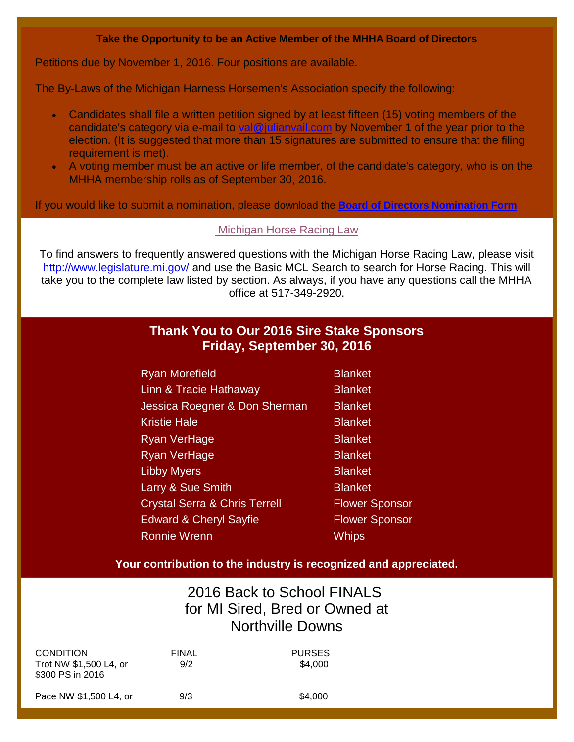**Take the Opportunity to be an Active Member of the MHHA Board of Directors**

Petitions due by November 1, 2016. Four positions are available.

The By-Laws of the Michigan Harness Horsemen's Association specify the following:

- Candidates shall file a written petition signed by at least fifteen (15) voting members of the candidate's category via e-mail to val@julianvail.com by November 1 of the year prior to the election. (It is suggested that more than 15 signatures are submitted to ensure that the filing requirement is met).
- A voting member must be an active or life member, of the candidate's category, who is on the MHHA membership rolls as of September 30, 2016.

If you would like to submit a nomination, please download the **Board of Directors Nomination Form**

Michigan Horse Racing Law

To find answers to frequently answered questions with the Michigan Horse Racing Law, please visit http://www.legislature.mi.gov/ and use the Basic MCL Search to search for Horse Racing. This will take you to the complete law listed by section. As always, if you have any questions call the MHHA office at 517-349-2920.

## Thank You to Our 2016 Sire Stake Sponsors
## Friday, September 30, 2016

| | |
|---|---|
| Ryan Morefield | Blanket |
| Linn & Tracie Hathaway | Blanket |
| Jessica Roegner & Don Sherman | Blanket |
| Kristie Hale | Blanket |
| Ryan VerHage | Blanket |
| Ryan VerHage | Blanket |
| Libby Myers | Blanket |
| Larry & Sue Smith | Blanket |
| Crystal Serra & Chris Terrell | Flower Sponsor |
| Edward & Cheryl Sayfie | Flower Sponsor |
| Ronnie Wrenn | Whips |

**Your contribution to the industry is recognized and appreciated.**

## 2016 Back to School FINALS for MI Sired, Bred or Owned at Northville Downs

| CONDITION | FINAL | PURSES |
|---|---|---|
| Trot NW $1,500 L4, or $300 PS in 2016 | 9/2 | $4,000 |
| Pace NW $1,500 L4, or | 9/3 | $4,000 |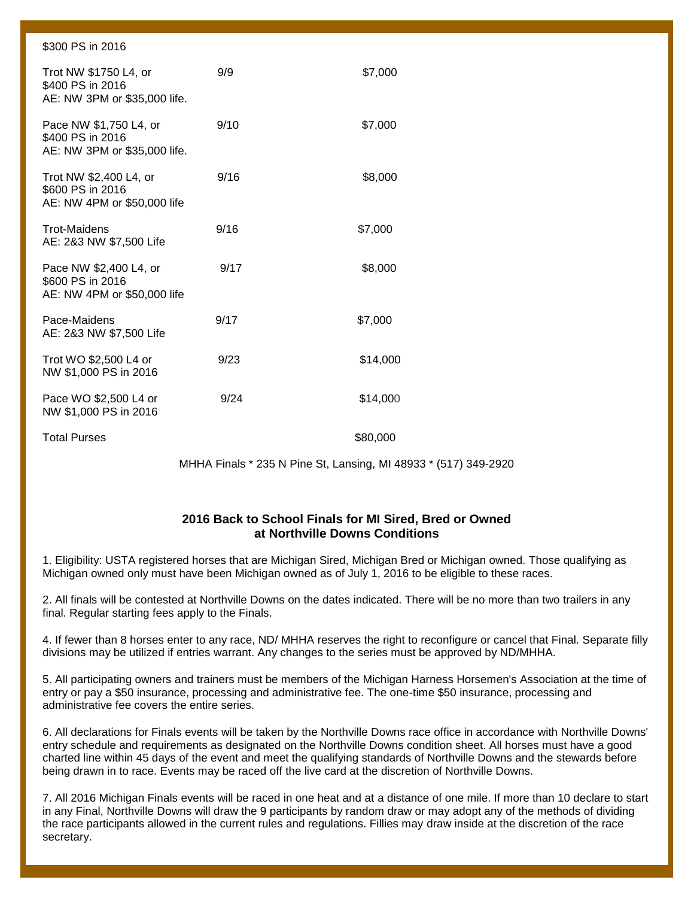| | | |
|---|---|---|
| $300 PS in 2016 | | |
| Trot NW $1750 L4, or<br>$400 PS in 2016<br>AE: NW 3PM or $35,000 life. | 9/9 | $7,000 |
| Pace NW $1,750 L4, or<br>$400 PS in 2016<br>AE: NW 3PM or $35,000 life. | 9/10 | $7,000 |
| Trot NW $2,400 L4, or<br>$600 PS in 2016<br>AE: NW 4PM or $50,000 life | 9/16 | $8,000 |
| Trot-Maidens<br>AE: 2&3 NW $7,500 Life | 9/16 | $7,000 |
| Pace NW $2,400 L4, or<br>$600 PS in 2016<br>AE: NW 4PM or $50,000 life | 9/17 | $8,000 |
| Pace-Maidens<br>AE: 2&3 NW $7,500 Life | 9/17 | $7,000 |
| Trot WO $2,500 L4 or<br>NW $1,000 PS in 2016 | 9/23 | $14,000 |
| Pace WO $2,500 L4 or<br>NW $1,000 PS in 2016 | 9/24 | $14,000 |
| Total Purses | | $80,000 |

MHHA Finals * 235 N Pine St, Lansing, MI 48933 * (517) 349-2920

**2016 Back to School Finals for MI Sired, Bred or Owned at Northville Downs Conditions**

1. Eligibility: USTA registered horses that are Michigan Sired, Michigan Bred or Michigan owned. Those qualifying as Michigan owned only must have been Michigan owned as of July 1, 2016 to be eligible to these races.

2. All finals will be contested at Northville Downs on the dates indicated. There will be no more than two trailers in any final. Regular starting fees apply to the Finals.

4. If fewer than 8 horses enter to any race, ND/ MHHA reserves the right to reconfigure or cancel that Final. Separate filly divisions may be utilized if entries warrant. Any changes to the series must be approved by ND/MHHA.

5. All participating owners and trainers must be members of the Michigan Harness Horsemen's Association at the time of entry or pay a $50 insurance, processing and administrative fee. The one-time $50 insurance, processing and administrative fee covers the entire series.

6. All declarations for Finals events will be taken by the Northville Downs race office in accordance with Northville Downs' entry schedule and requirements as designated on the Northville Downs condition sheet. All horses must have a good charted line within 45 days of the event and meet the qualifying standards of Northville Downs and the stewards before being drawn in to race. Events may be raced off the live card at the discretion of Northville Downs.

7. All 2016 Michigan Finals events will be raced in one heat and at a distance of one mile. If more than 10 declare to start in any Final, Northville Downs will draw the 9 participants by random draw or may adopt any of the methods of dividing the race participants allowed in the current rules and regulations. Fillies may draw inside at the discretion of the race secretary.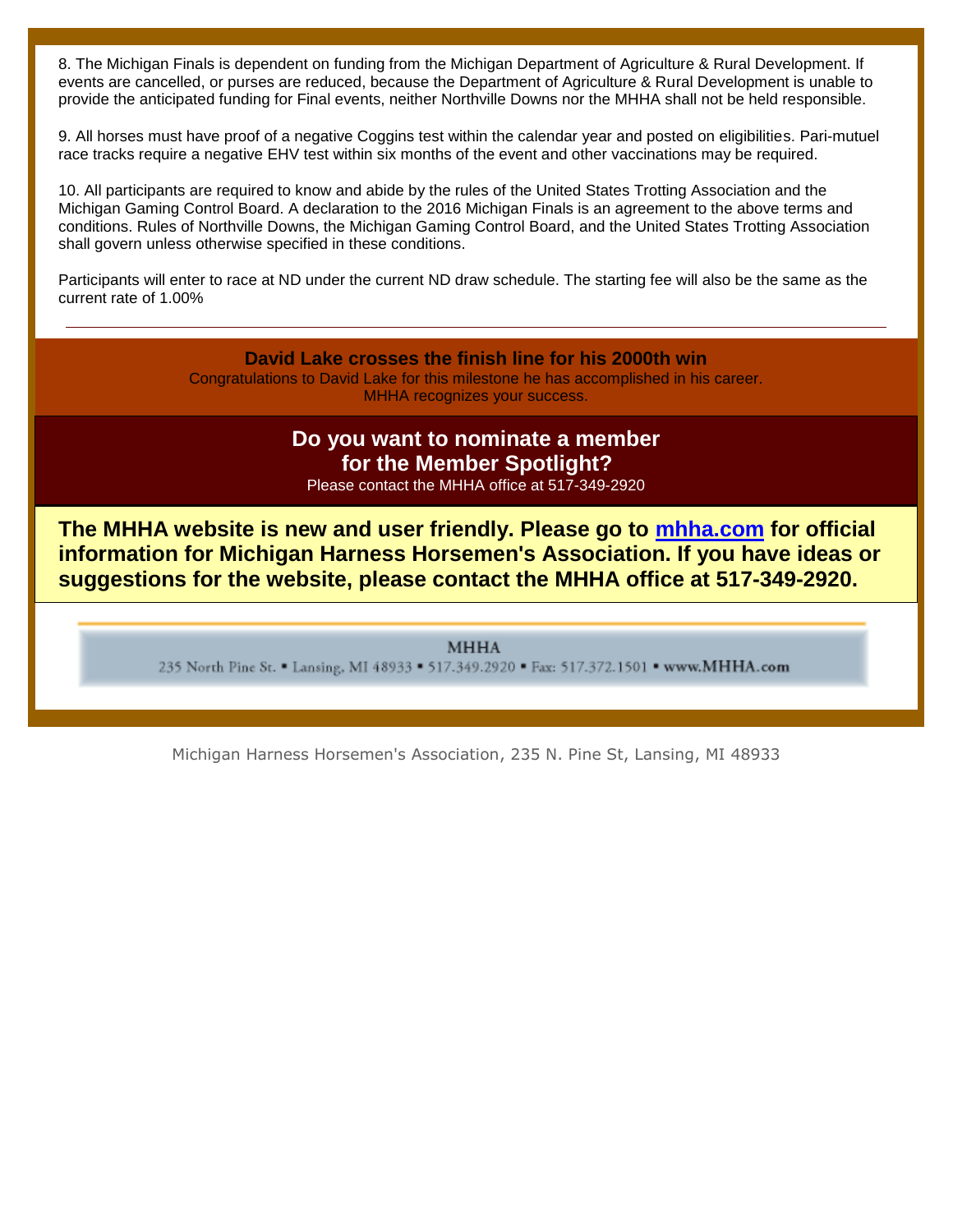8. The Michigan Finals is dependent on funding from the Michigan Department of Agriculture & Rural Development. If events are cancelled, or purses are reduced, because the Department of Agriculture & Rural Development is unable to provide the anticipated funding for Final events, neither Northville Downs nor the MHHA shall not be held responsible.

9. All horses must have proof of a negative Coggins test within the calendar year and posted on eligibilities. Pari-mutuel race tracks require a negative EHV test within six months of the event and other vaccinations may be required.

10. All participants are required to know and abide by the rules of the United States Trotting Association and the Michigan Gaming Control Board. A declaration to the 2016 Michigan Finals is an agreement to the above terms and conditions. Rules of Northville Downs, the Michigan Gaming Control Board, and the United States Trotting Association shall govern unless otherwise specified in these conditions.

Participants will enter to race at ND under the current ND draw schedule. The starting fee will also be the same as the current rate of 1.00%

---

**David Lake crosses the finish line for his 2000th win**

Congratulations to David Lake for this milestone he has accomplished in his career.
MHHA recognizes your success.

**Do you want to nominate a member for the Member Spotlight?**

Please contact the MHHA office at 517-349-2920

**The MHHA website is new and user friendly. Please go to mhha.com for official information for Michigan Harness Horsemen's Association. If you have ideas or suggestions for the website, please contact the MHHA office at 517-349-2920.**

MHHA
235 North Pine St. ▪ Lansing, MI 48933 ▪ 517.349.2920 ▪ Fax: 517.372.1501 ▪ www.MHHA.com

Michigan Harness Horsemen's Association, 235 N. Pine St, Lansing, MI 48933